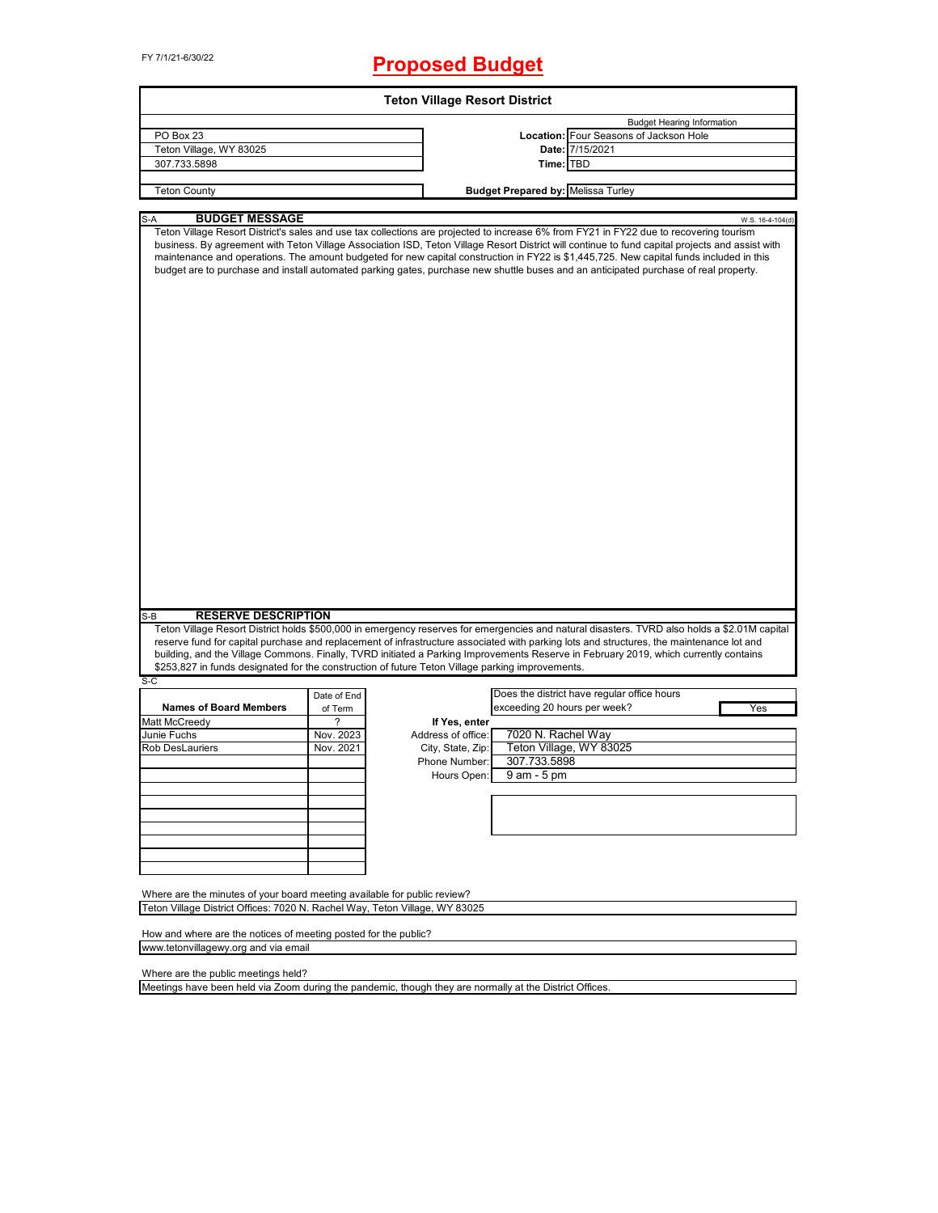FY 7/1/21-6/30/22

# Proposed Budget

## Teton Village Resort District

| | | Budget Hearing Information |
|---|---|---|
| PO Box 23 | **Location:** | Four Seasons of Jackson Hole |
| Teton Village, WY 83025 | **Date:** | 7/15/2021 |
| 307.733.5898 | **Time:** | TBD |
| | | |
| Teton County | **Budget Prepared by:** | Melissa Turley |

S-A

### BUDGET MESSAGE

W.S. 16-4-104(d)

Teton Village Resort District's sales and use tax collections are projected to increase 6% from FY21 in FY22 due to recovering tourism business. By agreement with Teton Village Association ISD, Teton Village Resort District will continue to fund capital projects and assist with maintenance and operations. The amount budgeted for new capital construction in FY22 is $1,445,725. New capital funds included in this budget are to purchase and install automated parking gates, purchase new shuttle buses and an anticipated purchase of real property.

S-B

### RESERVE DESCRIPTION

Teton Village Resort District holds $500,000 in emergency reserves for emergencies and natural disasters. TVRD also holds a $2.01M capital reserve fund for capital purchase and replacement of infrastructure associated with parking lots and structures, the maintenance lot and building, and the Village Commons. Finally, TVRD initiated a Parking Improvements Reserve in February 2019, which currently contains $253,827 in funds designated for the construction of future Teton Village parking improvements.

S-C

| Names of Board Members | Date of End of Term |
|---|---|
| Matt McCreedy | ? |
| Junie Fuchs | Nov. 2023 |
| Rob DesLauriers | Nov. 2021 |

Does the district have regular office hours exceeding 20 hours per week? **Yes**

**If Yes, enter**

| | |
|---|---|
| Address of office: | 7020 N. Rachel Way |
| City, State, Zip: | Teton Village, WY 83025 |
| Phone Number: | 307.733.5898 |
| Hours Open: | 9 am - 5 pm |

Where are the minutes of your board meeting available for public review?

Teton Village District Offices: 7020 N. Rachel Way, Teton Village, WY 83025

How and where are the notices of meeting posted for the public?

www.tetonvillagewy.org and via email

Where are the public meetings held?

Meetings have been held via Zoom during the pandemic, though they are normally at the District Offices.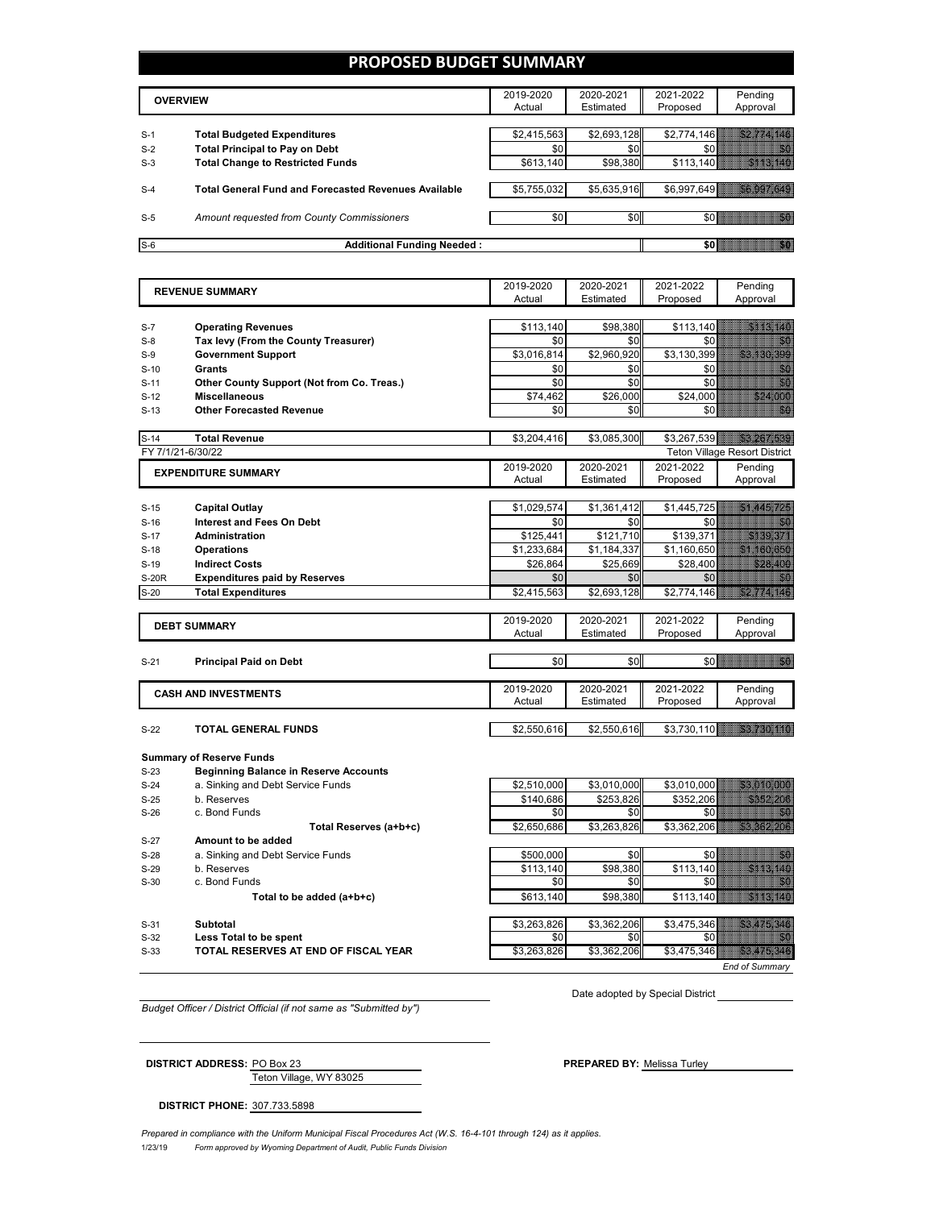# PROPOSED BUDGET SUMMARY

| | OVERVIEW | 2019-2020 Actual | 2020-2021 Estimated | 2021-2022 Proposed | Pending Approval |
|---|---|---|---|---|---|
| S-1 | **Total Budgeted Expenditures** | $2,415,563 | $2,693,128 | $2,774,146 | $2,774,146 |
| S-2 | **Total Principal to Pay on Debt** | $0 | $0 | $0 | $0 |
| S-3 | **Total Change to Restricted Funds** | $613,140 | $98,380 | $113,140 | $113,140 |
| S-4 | **Total General Fund and Forecasted Revenues Available** | $5,755,032 | $5,635,916 | $6,997,649 | $6,997,649 |
| S-5 | *Amount requested from County Commissioners* | $0 | $0 | $0 | $0 |
| S-6 | **Additional Funding Needed :** | | | $0 | $0 |

| | REVENUE SUMMARY | 2019-2020 Actual | 2020-2021 Estimated | 2021-2022 Proposed | Pending Approval |
|---|---|---|---|---|---|
| S-7 | **Operating Revenues** | $113,140 | $98,380 | $113,140 | $113,140 |
| S-8 | **Tax levy (From the County Treasurer)** | $0 | $0 | $0 | $0 |
| S-9 | **Government Support** | $3,016,814 | $2,960,920 | $3,130,399 | $3,130,399 |
| S-10 | **Grants** | $0 | $0 | $0 | $0 |
| S-11 | **Other County Support (Not from Co. Treas.)** | $0 | $0 | $0 | $0 |
| S-12 | **Miscellaneous** | $74,462 | $26,000 | $24,000 | $24,000 |
| S-13 | **Other Forecasted Revenue** | $0 | $0 | $0 | $0 |
| S-14 | **Total Revenue** | $3,204,416 | $3,085,300 | $3,267,539 | $3,267,539 |

FY 7/1/21-6/30/22 — Teton Village Resort District

| | EXPENDITURE SUMMARY | 2019-2020 Actual | 2020-2021 Estimated | 2021-2022 Proposed | Pending Approval |
|---|---|---|---|---|---|
| S-15 | **Capital Outlay** | $1,029,574 | $1,361,412 | $1,445,725 | $1,445,725 |
| S-16 | **Interest and Fees On Debt** | $0 | $0 | $0 | $0 |
| S-17 | **Administration** | $125,441 | $121,710 | $139,371 | $139,371 |
| S-18 | **Operations** | $1,233,684 | $1,184,337 | $1,160,650 | $1,160,650 |
| S-19 | **Indirect Costs** | $26,864 | $25,669 | $28,400 | $28,400 |
| S-20R | **Expenditures paid by Reserves** | $0 | $0 | $0 | $0 |
| S-20 | **Total Expenditures** | $2,415,563 | $2,693,128 | $2,774,146 | $2,774,146 |

| | DEBT SUMMARY | 2019-2020 Actual | 2020-2021 Estimated | 2021-2022 Proposed | Pending Approval |
|---|---|---|---|---|---|
| S-21 | **Principal Paid on Debt** | $0 | $0 | $0 | $0 |

| | CASH AND INVESTMENTS | 2019-2020 Actual | 2020-2021 Estimated | 2021-2022 Proposed | Pending Approval |
|---|---|---|---|---|---|
| S-22 | **TOTAL GENERAL FUNDS** | $2,550,616 | $2,550,616 | $3,730,110 | $3,730,110 |
| | **Summary of Reserve Funds** | | | | |
| S-23 | **Beginning Balance in Reserve Accounts** | | | | |
| S-24 | a. Sinking and Debt Service Funds | $2,510,000 | $3,010,000 | $3,010,000 | $3,010,000 |
| S-25 | b. Reserves | $140,686 | $253,826 | $352,206 | $352,206 |
| S-26 | c. Bond Funds | $0 | $0 | $0 | $0 |
| | **Total Reserves (a+b+c)** | $2,650,686 | $3,263,826 | $3,362,206 | $3,362,206 |
| S-27 | **Amount to be added** | | | | |
| S-28 | a. Sinking and Debt Service Funds | $500,000 | $0 | $0 | $0 |
| S-29 | b. Reserves | $113,140 | $98,380 | $113,140 | $113,140 |
| S-30 | c. Bond Funds | $0 | $0 | $0 | $0 |
| | **Total to be added (a+b+c)** | $613,140 | $98,380 | $113,140 | $113,140 |
| S-31 | **Subtotal** | $3,263,826 | $3,362,206 | $3,475,346 | $3,475,346 |
| S-32 | **Less Total to be spent** | $0 | $0 | $0 | $0 |
| S-33 | **TOTAL RESERVES AT END OF FISCAL YEAR** | $3,263,826 | $3,362,206 | $3,475,346 | $3,475,346 |

*End of Summary*

Date adopted by Special District ______________

*Budget Officer / District Official (if not same as "Submitted by")*

**DISTRICT ADDRESS:** PO Box 23
Teton Village, WY 83025

**PREPARED BY:** Melissa Turley

**DISTRICT PHONE:** 307.733.5898

*Prepared in compliance with the Uniform Municipal Fiscal Procedures Act (W.S. 16-4-101 through 124) as it applies.*

1/23/19 *Form approved by Wyoming Department of Audit, Public Funds Division*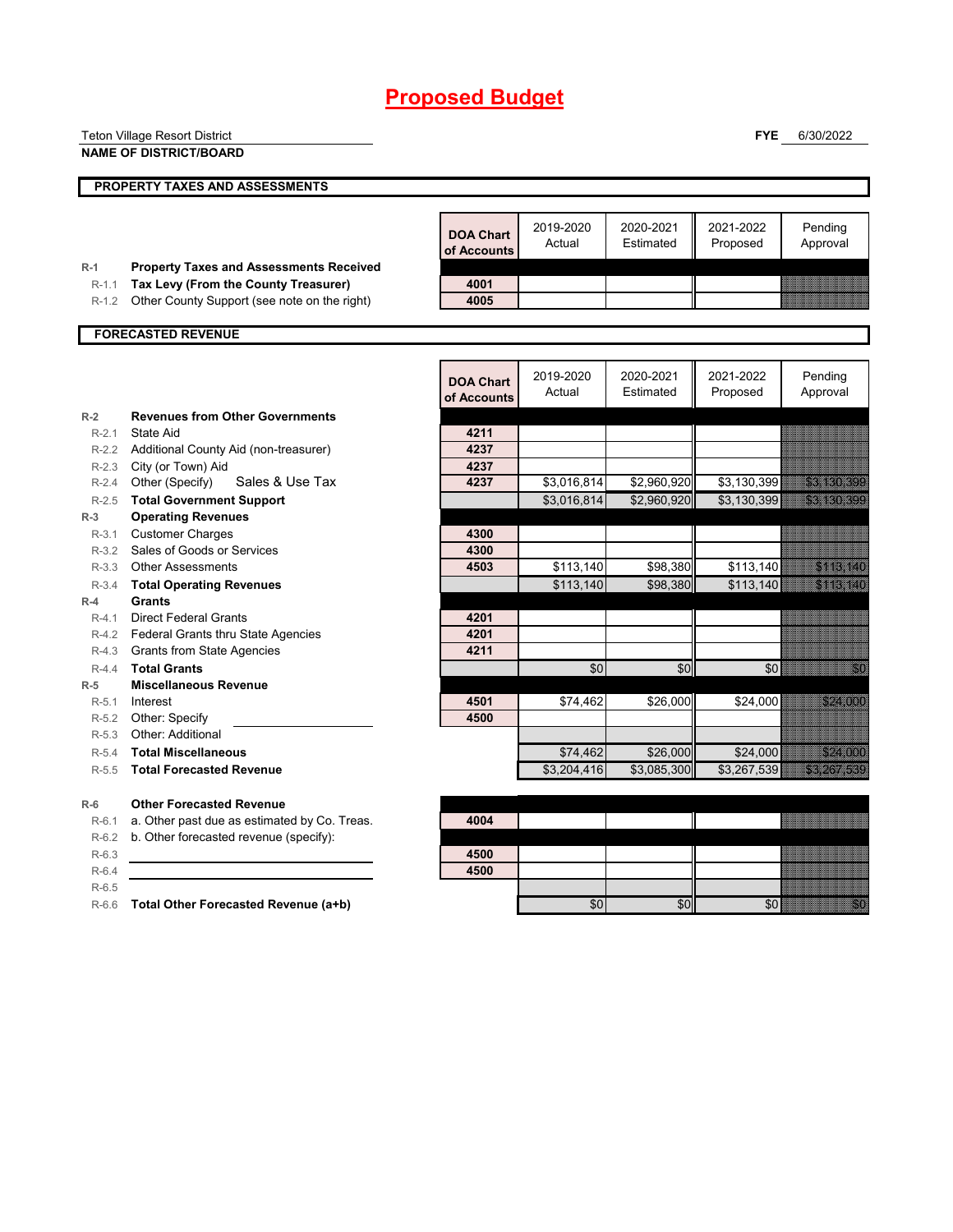# Proposed Budget

Teton Village Resort District
**NAME OF DISTRICT/BOARD**

**FYE** 6/30/2022

**PROPERTY TAXES AND ASSESSMENTS**

| | | DOA Chart of Accounts | 2019-2020 Actual | 2020-2021 Estimated | 2021-2022 Proposed | Pending Approval |
|---|---|---|---|---|---|---|
| R-1 | **Property Taxes and Assessments Received** | | | | | |
| R-1.1 | **Tax Levy (From the County Treasurer)** | 4001 | | | | |
| R-1.2 | Other County Support (see note on the right) | 4005 | | | | |

**FORECASTED REVENUE**

| | | DOA Chart of Accounts | 2019-2020 Actual | 2020-2021 Estimated | 2021-2022 Proposed | Pending Approval |
|---|---|---|---|---|---|---|
| R-2 | **Revenues from Other Governments** | | | | | |
| R-2.1 | State Aid | 4211 | | | | |
| R-2.2 | Additional County Aid (non-treasurer) | 4237 | | | | |
| R-2.3 | City (or Town) Aid | 4237 | | | | |
| R-2.4 | Other (Specify) Sales & Use Tax | 4237 | $3,016,814 | $2,960,920 | $3,130,399 | $3,130,399 |
| R-2.5 | **Total Government Support** | | $3,016,814 | $2,960,920 | $3,130,399 | $3,130,399 |
| R-3 | **Operating Revenues** | | | | | |
| R-3.1 | Customer Charges | 4300 | | | | |
| R-3.2 | Sales of Goods or Services | 4300 | | | | |
| R-3.3 | Other Assessments | 4503 | $113,140 | $98,380 | $113,140 | $113,140 |
| R-3.4 | **Total Operating Revenues** | | $113,140 | $98,380 | $113,140 | $113,140 |
| R-4 | **Grants** | | | | | |
| R-4.1 | Direct Federal Grants | 4201 | | | | |
| R-4.2 | Federal Grants thru State Agencies | 4201 | | | | |
| R-4.3 | Grants from State Agencies | 4211 | | | | |
| R-4.4 | **Total Grants** | | $0 | $0 | $0 | $0 |
| R-5 | **Miscellaneous Revenue** | | | | | |
| R-5.1 | Interest | 4501 | $74,462 | $26,000 | $24,000 | $24,000 |
| R-5.2 | Other: Specify | 4500 | | | | |
| R-5.3 | Other: Additional | | | | | |
| R-5.4 | **Total Miscellaneous** | | $74,462 | $26,000 | $24,000 | $24,000 |
| R-5.5 | **Total Forecasted Revenue** | | $3,204,416 | $3,085,300 | $3,267,539 | $3,267,539 |
| R-6 | **Other Forecasted Revenue** | | | | | |
| R-6.1 | a. Other past due as estimated by Co. Treas. | 4004 | | | | |
| R-6.2 | b. Other forecasted revenue (specify): | | | | | |
| R-6.3 | | 4500 | | | | |
| R-6.4 | | 4500 | | | | |
| R-6.5 | | | | | | |
| R-6.6 | **Total Other Forecasted Revenue (a+b)** | | $0 | $0 | $0 | $0 |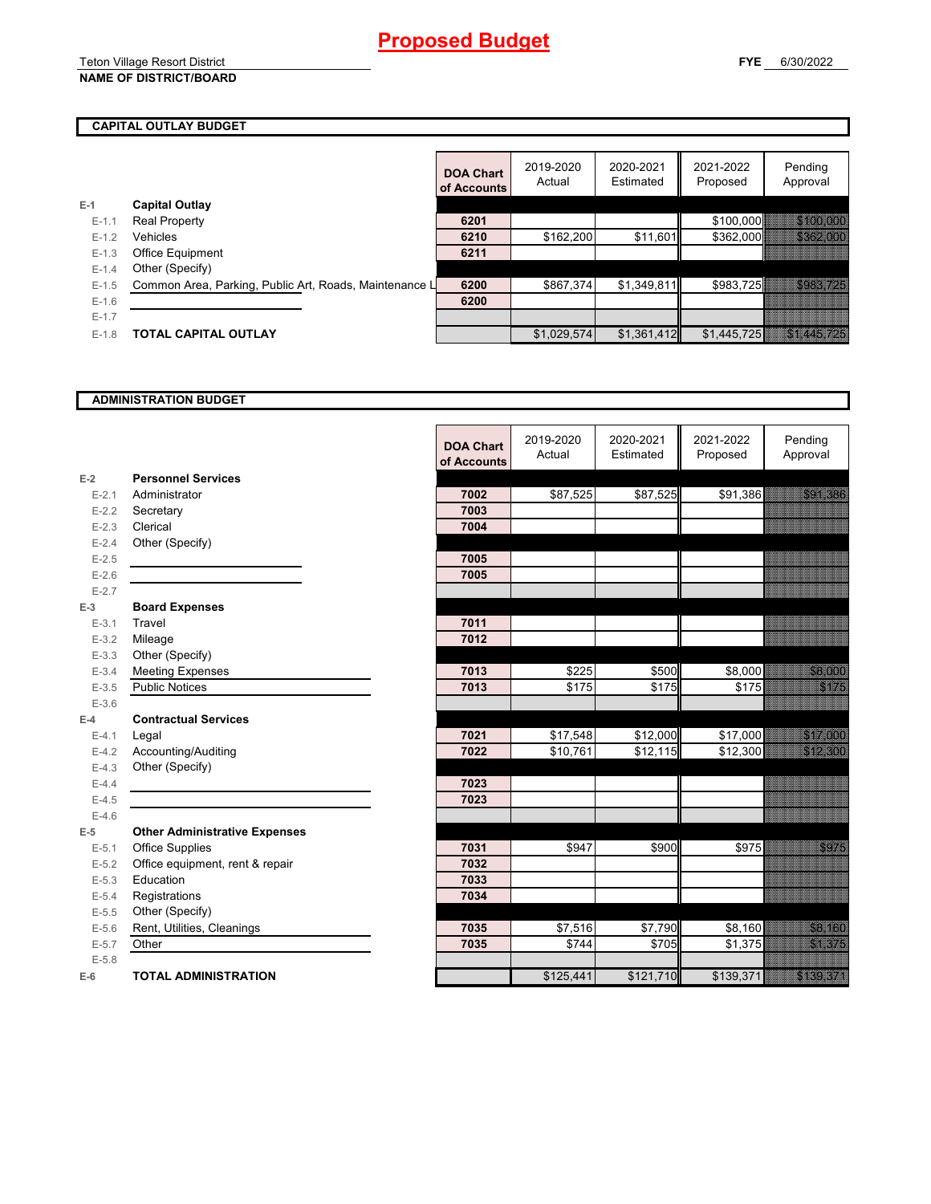# Proposed Budget

Teton Village Resort District
**NAME OF DISTRICT/BOARD**

**FYE** 6/30/2022

## CAPITAL OUTLAY BUDGET

| | | DOA Chart of Accounts | 2019-2020 Actual | 2020-2021 Estimated | 2021-2022 Proposed | Pending Approval |
|---|---|---|---|---|---|---|
| E-1 | **Capital Outlay** | | | | | |
| E-1.1 | Real Property | 6201 | | | $100,000 | $100,000 |
| E-1.2 | Vehicles | 6210 | $162,200 | $11,601 | $362,000 | $362,000 |
| E-1.3 | Office Equipment | 6211 | | | | |
| E-1.4 | Other (Specify) | | | | | |
| E-1.5 | Common Area, Parking, Public Art, Roads, Maintenance L | 6200 | $867,374 | $1,349,811 | $983,725 | $983,725 |
| E-1.6 | | 6200 | | | | |
| E-1.7 | | | | | | |
| E-1.8 | **TOTAL CAPITAL OUTLAY** | | $1,029,574 | $1,361,412 | $1,445,725 | $1,445,725 |

## ADMINISTRATION BUDGET

| | | DOA Chart of Accounts | 2019-2020 Actual | 2020-2021 Estimated | 2021-2022 Proposed | Pending Approval |
|---|---|---|---|---|---|---|
| E-2 | **Personnel Services** | | | | | |
| E-2.1 | Administrator | 7002 | $87,525 | $87,525 | $91,386 | $91,386 |
| E-2.2 | Secretary | 7003 | | | | |
| E-2.3 | Clerical | 7004 | | | | |
| E-2.4 | Other (Specify) | | | | | |
| E-2.5 | | 7005 | | | | |
| E-2.6 | | 7005 | | | | |
| E-2.7 | | | | | | |
| E-3 | **Board Expenses** | | | | | |
| E-3.1 | Travel | 7011 | | | | |
| E-3.2 | Mileage | 7012 | | | | |
| E-3.3 | Other (Specify) | | | | | |
| E-3.4 | Meeting Expenses | 7013 | $225 | $500 | $8,000 | $8,000 |
| E-3.5 | Public Notices | 7013 | $175 | $175 | $175 | $175 |
| E-3.6 | | | | | | |
| E-4 | **Contractual Services** | | | | | |
| E-4.1 | Legal | 7021 | $17,548 | $12,000 | $17,000 | $17,000 |
| E-4.2 | Accounting/Auditing | 7022 | $10,761 | $12,115 | $12,300 | $12,300 |
| E-4.3 | Other (Specify) | | | | | |
| E-4.4 | | 7023 | | | | |
| E-4.5 | | 7023 | | | | |
| E-4.6 | | | | | | |
| E-5 | **Other Administrative Expenses** | | | | | |
| E-5.1 | Office Supplies | 7031 | $947 | $900 | $975 | $975 |
| E-5.2 | Office equipment, rent & repair | 7032 | | | | |
| E-5.3 | Education | 7033 | | | | |
| E-5.4 | Registrations | 7034 | | | | |
| E-5.5 | Other (Specify) | | | | | |
| E-5.6 | Rent, Utilities, Cleanings | 7035 | $7,516 | $7,790 | $8,160 | $8,160 |
| E-5.7 | Other | 7035 | $744 | $705 | $1,375 | $1,375 |
| E-5.8 | | | | | | |
| E-6 | **TOTAL ADMINISTRATION** | | $125,441 | $121,710 | $139,371 | $139,371 |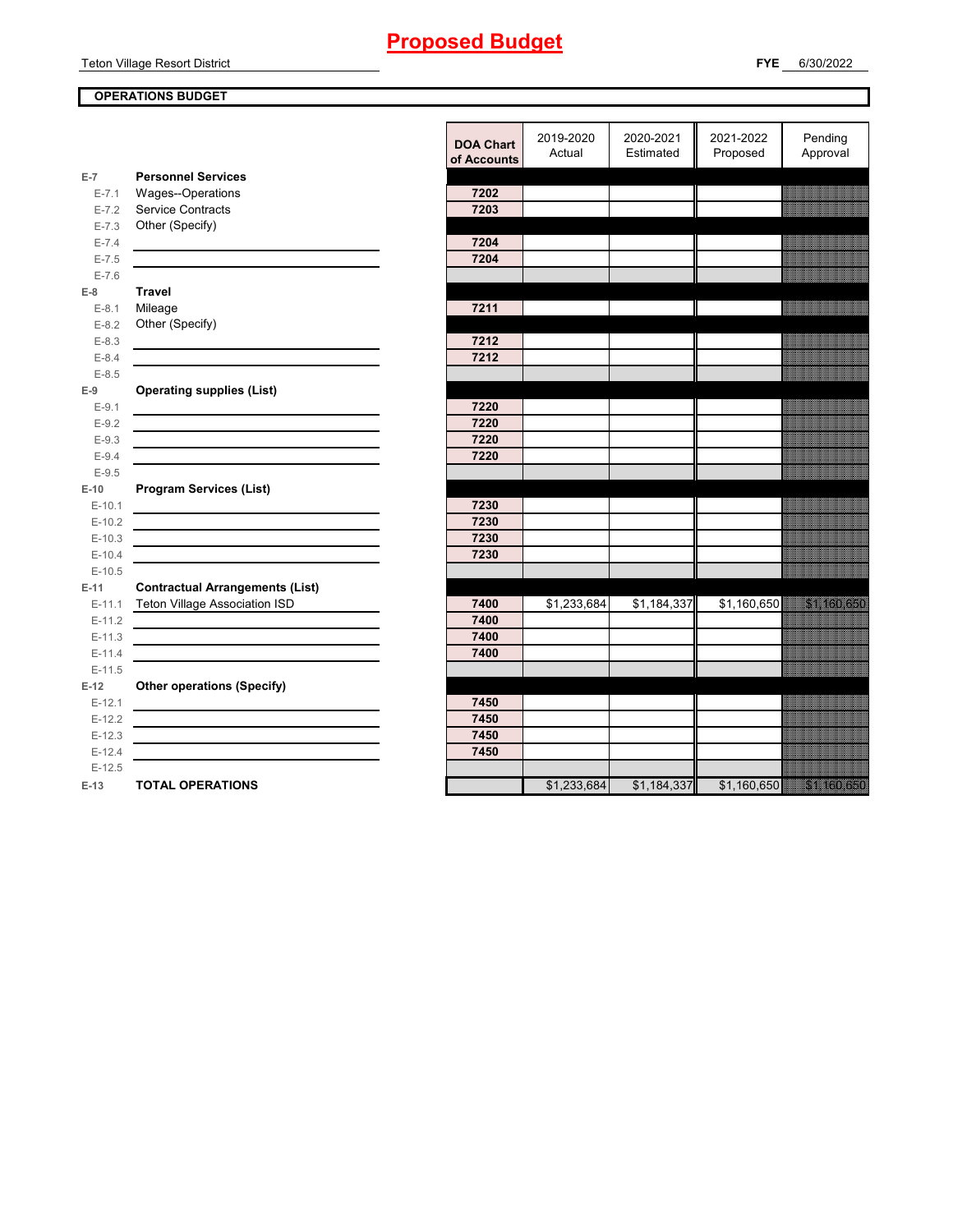# Proposed Budget

Teton Village Resort District

**FYE** 6/30/2022

**OPERATIONS BUDGET**

| | | DOA Chart of Accounts | 2019-2020 Actual | 2020-2021 Estimated | 2021-2022 Proposed | Pending Approval |
|---|---|---|---|---|---|---|
| **E-7** | **Personnel Services** | | | | | |
| E-7.1 | Wages--Operations | 7202 | | | | |
| E-7.2 | Service Contracts | 7203 | | | | |
| E-7.3 | Other (Specify) | | | | | |
| E-7.4 | | 7204 | | | | |
| E-7.5 | | 7204 | | | | |
| E-7.6 | | | | | | |
| **E-8** | **Travel** | | | | | |
| E-8.1 | Mileage | 7211 | | | | |
| E-8.2 | Other (Specify) | | | | | |
| E-8.3 | | 7212 | | | | |
| E-8.4 | | 7212 | | | | |
| E-8.5 | | | | | | |
| **E-9** | **Operating supplies (List)** | | | | | |
| E-9.1 | | 7220 | | | | |
| E-9.2 | | 7220 | | | | |
| E-9.3 | | 7220 | | | | |
| E-9.4 | | 7220 | | | | |
| E-9.5 | | | | | | |
| **E-10** | **Program Services (List)** | | | | | |
| E-10.1 | | 7230 | | | | |
| E-10.2 | | 7230 | | | | |
| E-10.3 | | 7230 | | | | |
| E-10.4 | | 7230 | | | | |
| E-10.5 | | | | | | |
| **E-11** | **Contractual Arrangements (List)** | | | | | |
| E-11.1 | Teton Village Association ISD | 7400 | $1,233,684 | $1,184,337 | $1,160,650 | $1,160,650 |
| E-11.2 | | 7400 | | | | |
| E-11.3 | | 7400 | | | | |
| E-11.4 | | 7400 | | | | |
| E-11.5 | | | | | | |
| **E-12** | **Other operations (Specify)** | | | | | |
| E-12.1 | | 7450 | | | | |
| E-12.2 | | 7450 | | | | |
| E-12.3 | | 7450 | | | | |
| E-12.4 | | 7450 | | | | |
| E-12.5 | | | | | | |
| **E-13** | **TOTAL OPERATIONS** | | $1,233,684 | $1,184,337 | $1,160,650 | $1,160,650 |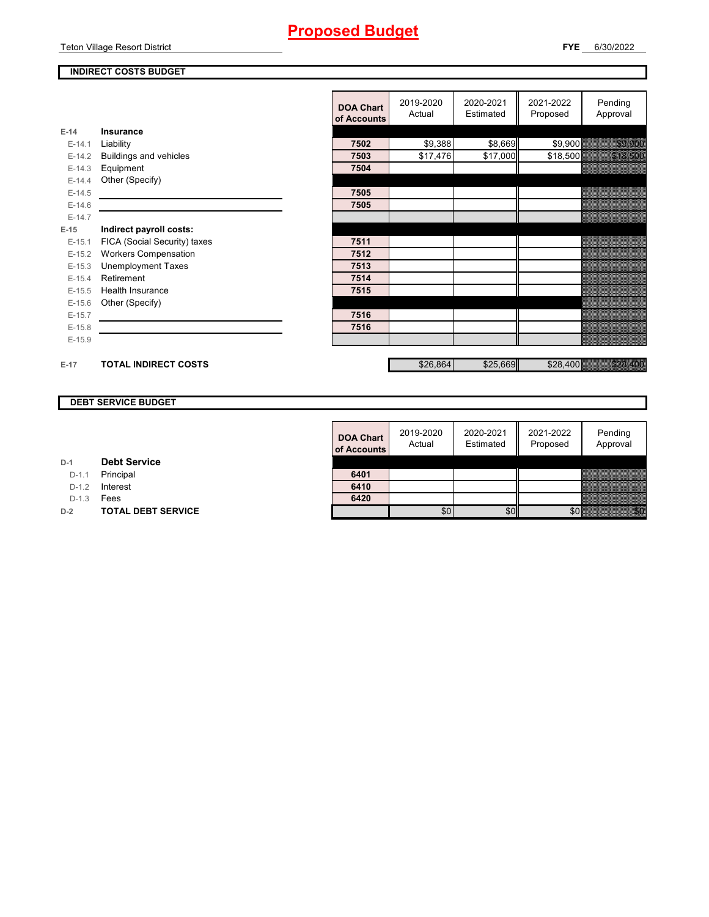# Proposed Budget

Teton Village Resort District

**FYE** 6/30/2022

## INDIRECT COSTS BUDGET

| | | DOA Chart of Accounts | 2019-2020 Actual | 2020-2021 Estimated | 2021-2022 Proposed | Pending Approval |
|---|---|---|---|---|---|---|
| **E-14** | **Insurance** | | | | | |
| E-14.1 | Liability | 7502 | $9,388 | $8,669 | $9,900 | $9,900 |
| E-14.2 | Buildings and vehicles | 7503 | $17,476 | $17,000 | $18,500 | $18,500 |
| E-14.3 | Equipment | 7504 | | | | |
| E-14.4 | Other (Specify) | | | | | |
| E-14.5 | | 7505 | | | | |
| E-14.6 | | 7505 | | | | |
| E-14.7 | | | | | | |
| **E-15** | **Indirect payroll costs:** | | | | | |
| E-15.1 | FICA (Social Security) taxes | 7511 | | | | |
| E-15.2 | Workers Compensation | 7512 | | | | |
| E-15.3 | Unemployment Taxes | 7513 | | | | |
| E-15.4 | Retirement | 7514 | | | | |
| E-15.5 | Health Insurance | 7515 | | | | |
| E-15.6 | Other (Specify) | | | | | |
| E-15.7 | | 7516 | | | | |
| E-15.8 | | 7516 | | | | |
| E-15.9 | | | | | | |
| **E-17** | **TOTAL INDIRECT COSTS** | | $26,864 | $25,669 | $28,400 | $28,400 |

## DEBT SERVICE BUDGET

| | | DOA Chart of Accounts | 2019-2020 Actual | 2020-2021 Estimated | 2021-2022 Proposed | Pending Approval |
|---|---|---|---|---|---|---|
| **D-1** | **Debt Service** | | | | | |
| D-1.1 | Principal | 6401 | | | | |
| D-1.2 | Interest | 6410 | | | | |
| D-1.3 | Fees | 6420 | | | | |
| **D-2** | **TOTAL DEBT SERVICE** | | $0 | $0 | $0 | $0 |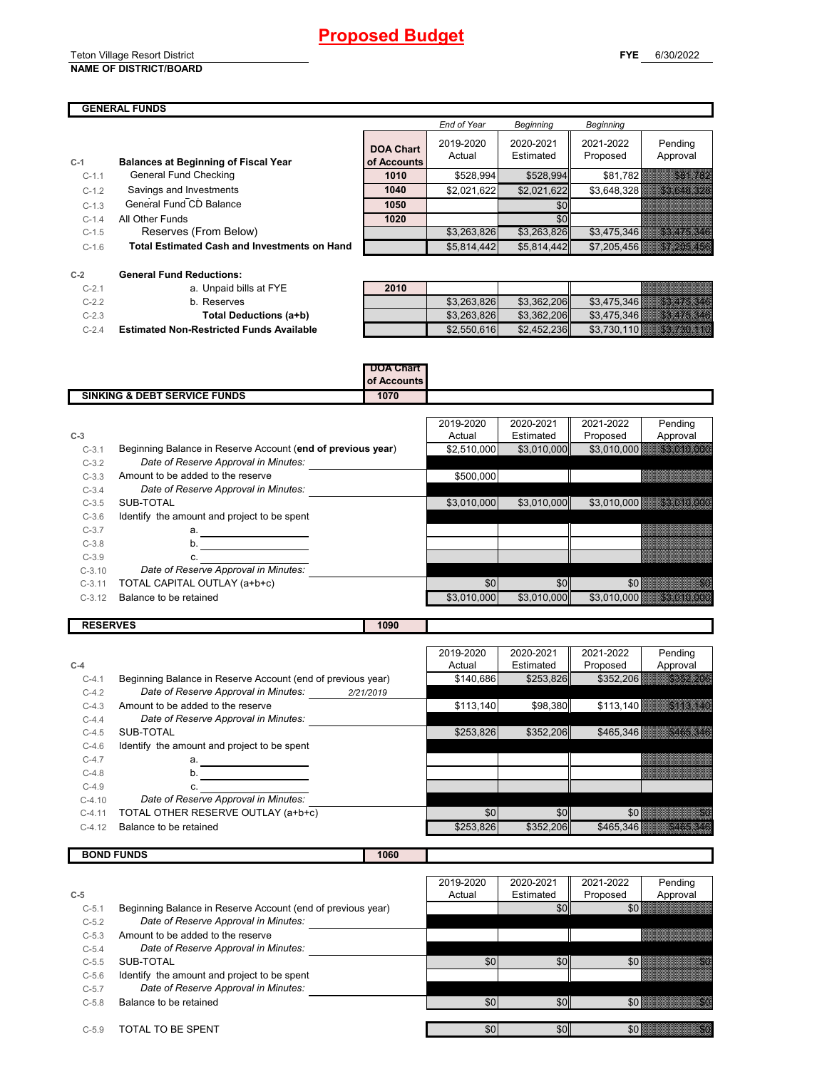# Proposed Budget

Teton Village Resort District
**NAME OF DISTRICT/BOARD**

**FYE** 6/30/2022

## GENERAL FUNDS

| | | DOA Chart of Accounts | End of Year 2019-2020 Actual | Beginning 2020-2021 Estimated | Beginning 2021-2022 Proposed | Pending Approval |
|---|---|---|---|---|---|---|
| C-1 | **Balances at Beginning of Fiscal Year** | | | | | |
| C-1.1 | General Fund Checking | **1010** | $528,994 | $528,994 | $81,782 | $81,782 |
| C-1.2 | Savings and Investments | **1040** | $2,021,622 | $2,021,622 | $3,648,328 | $3,648,328 |
| C-1.3 | General Fund CD Balance | **1050** | | $0 | | |
| C-1.4 | All Other Funds | **1020** | | $0 | | |
| C-1.5 | Reserves (From Below) | | $3,263,826 | $3,263,826 | $3,475,346 | $3,475,346 |
| C-1.6 | **Total Estimated Cash and Investments on Hand** | | $5,814,442 | $5,814,442 | $7,205,456 | $7,205,456 |
| C-2 | **General Fund Reductions:** | | | | | |
| C-2.1 | a. Unpaid bills at FYE | **2010** | | | | |
| C-2.2 | b. Reserves | | $3,263,826 | $3,362,206 | $3,475,346 | $3,475,346 |
| C-2.3 | **Total Deductions (a+b)** | | $3,263,826 | $3,362,206 | $3,475,346 | $3,475,346 |
| C-2.4 | **Estimated Non-Restricted Funds Available** | | $2,550,616 | $2,452,236 | $3,730,110 | $3,730,110 |

## SINKING & DEBT SERVICE FUNDS — DOA Chart of Accounts 1070

| C-3 | | 2019-2020 Actual | 2020-2021 Estimated | 2021-2022 Proposed | Pending Approval |
|---|---|---|---|---|---|
| C-3.1 | Beginning Balance in Reserve Account (**end of previous year**) | $2,510,000 | $3,010,000 | $3,010,000 | $3,010,000 |
| C-3.2 | *Date of Reserve Approval in Minutes:* | | | | |
| C-3.3 | Amount to be added to the reserve | $500,000 | | | |
| C-3.4 | *Date of Reserve Approval in Minutes:* | | | | |
| C-3.5 | SUB-TOTAL | $3,010,000 | $3,010,000 | $3,010,000 | $3,010,000 |
| C-3.6 | Identify the amount and project to be spent | | | | |
| C-3.7 | a. | | | | |
| C-3.8 | b. | | | | |
| C-3.9 | c. | | | | |
| C-3.10 | *Date of Reserve Approval in Minutes:* | | | | |
| C-3.11 | TOTAL CAPITAL OUTLAY (a+b+c) | $0 | $0 | $0 | $0 |
| C-3.12 | Balance to be retained | $3,010,000 | $3,010,000 | $3,010,000 | $3,010,000 |

## RESERVES — 1090

| C-4 | | 2019-2020 Actual | 2020-2021 Estimated | 2021-2022 Proposed | Pending Approval |
|---|---|---|---|---|---|
| C-4.1 | Beginning Balance in Reserve Account (end of previous year) | $140,686 | $253,826 | $352,206 | $352,206 |
| C-4.2 | *Date of Reserve Approval in Minutes:* *2/21/2019* | | | | |
| C-4.3 | Amount to be added to the reserve | $113,140 | $98,380 | $113,140 | $113,140 |
| C-4.4 | *Date of Reserve Approval in Minutes:* | | | | |
| C-4.5 | SUB-TOTAL | $253,826 | $352,206 | $465,346 | $465,346 |
| C-4.6 | Identify the amount and project to be spent | | | | |
| C-4.7 | a. | | | | |
| C-4.8 | b. | | | | |
| C-4.9 | c. | | | | |
| C-4.10 | *Date of Reserve Approval in Minutes:* | | | | |
| C-4.11 | TOTAL OTHER RESERVE OUTLAY (a+b+c) | $0 | $0 | $0 | $0 |
| C-4.12 | Balance to be retained | $253,826 | $352,206 | $465,346 | $465,346 |

## BOND FUNDS — 1060

| C-5 | | 2019-2020 Actual | 2020-2021 Estimated | 2021-2022 Proposed | Pending Approval |
|---|---|---|---|---|---|
| C-5.1 | Beginning Balance in Reserve Account (end of previous year) | | $0 | $0 | |
| C-5.2 | *Date of Reserve Approval in Minutes:* | | | | |
| C-5.3 | Amount to be added to the reserve | | | | |
| C-5.4 | *Date of Reserve Approval in Minutes:* | | | | |
| C-5.5 | SUB-TOTAL | $0 | $0 | $0 | $0 |
| C-5.6 | Identify the amount and project to be spent | | | | |
| C-5.7 | *Date of Reserve Approval in Minutes:* | | | | |
| C-5.8 | Balance to be retained | $0 | $0 | $0 | $0 |
| C-5.9 | TOTAL TO BE SPENT | $0 | $0 | $0 | $0 |